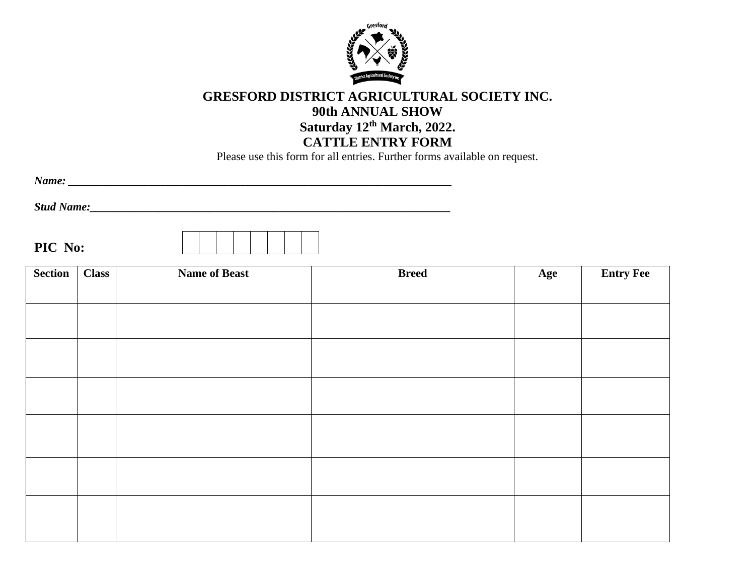# GRESFORD DISTRICT AGRICULTURAL SOCIETY INC.

## 90th ANNUAL SHOW

## Saturday 12th March, 2022.

## CATTLE ENTRY FORM

Please use this form for all entries. Further forms available on request.

***Name:*** ___________________________________________________________________

***Stud Name:***_______________________________________________________________

**PIC No:** | | | | | | | | |

| Section | Class | Name of Beast | Breed | Age | Entry Fee |
|---|---|---|---|---|---|
| | | | | | |
| | | | | | |
| | | | | | |
| | | | | | |
| | | | | | |
| | | | | | |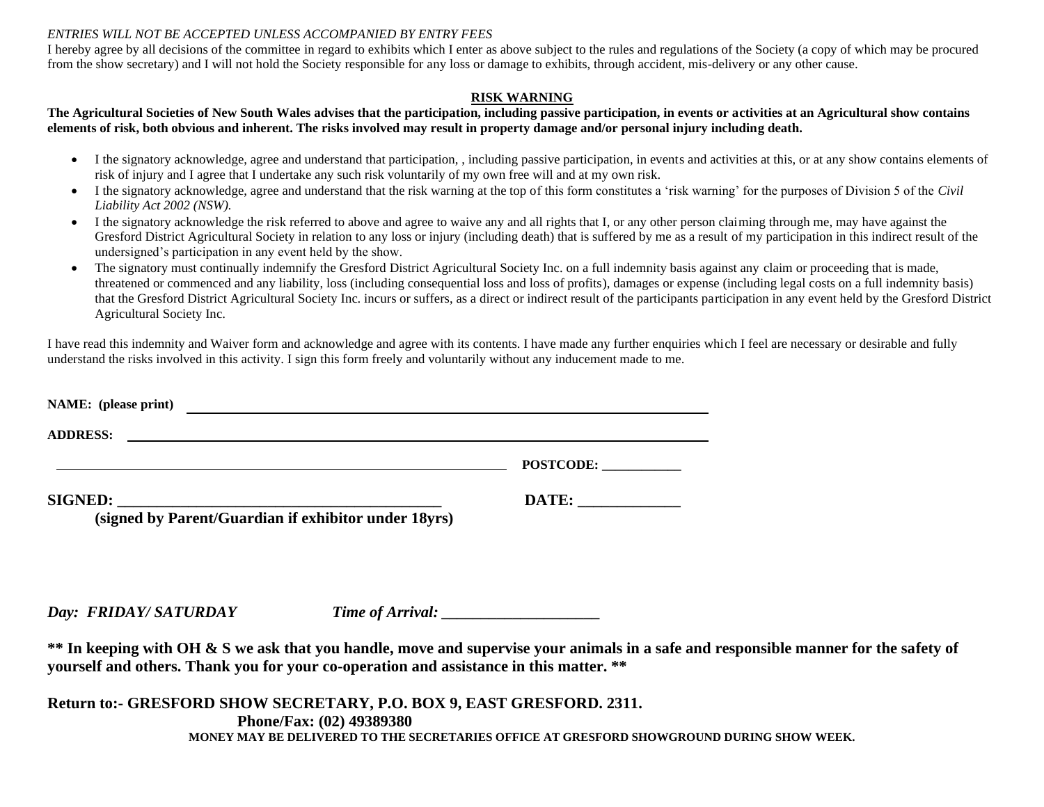*ENTRIES WILL NOT BE ACCEPTED UNLESS ACCOMPANIED BY ENTRY FEES*

I hereby agree by all decisions of the committee in regard to exhibits which I enter as above subject to the rules and regulations of the Society (a copy of which may be procured from the show secretary) and I will not hold the Society responsible for any loss or damage to exhibits, through accident, mis-delivery or any other cause.

**RISK WARNING**

**The Agricultural Societies of New South Wales advises that the participation, including passive participation, in events or activities at an Agricultural show contains elements of risk, both obvious and inherent. The risks involved may result in property damage and/or personal injury including death.**

- I the signatory acknowledge, agree and understand that participation, , including passive participation, in events and activities at this, or at any show contains elements of risk of injury and I agree that I undertake any such risk voluntarily of my own free will and at my own risk.
- I the signatory acknowledge, agree and understand that the risk warning at the top of this form constitutes a 'risk warning' for the purposes of Division 5 of the *Civil Liability Act 2002 (NSW).*
- I the signatory acknowledge the risk referred to above and agree to waive any and all rights that I, or any other person claiming through me, may have against the Gresford District Agricultural Society in relation to any loss or injury (including death) that is suffered by me as a result of my participation in this indirect result of the undersigned's participation in any event held by the show.
- The signatory must continually indemnify the Gresford District Agricultural Society Inc. on a full indemnity basis against any claim or proceeding that is made, threatened or commenced and any liability, loss (including consequential loss and loss of profits), damages or expense (including legal costs on a full indemnity basis) that the Gresford District Agricultural Society Inc. incurs or suffers, as a direct or indirect result of the participants participation in any event held by the Gresford District Agricultural Society Inc.

I have read this indemnity and Waiver form and acknowledge and agree with its contents. I have made any further enquiries which I feel are necessary or desirable and fully understand the risks involved in this activity. I sign this form freely and voluntarily without any inducement made to me.

**NAME: (please print)** ____________________________________________

**ADDRESS:** ____________________________________________

____________________________________________ **POSTCODE:** ____________

**SIGNED:** ____________________________________________ **DATE:** _____________

**(signed by Parent/Guardian if exhibitor under 18yrs)**

***Day: FRIDAY/ SATURDAY*** ***Time of Arrival:*** ____________________

**\*\* In keeping with OH & S we ask that you handle, move and supervise your animals in a safe and responsible manner for the safety of yourself and others. Thank you for your co-operation and assistance in this matter. \*\***

**Return to:- GRESFORD SHOW SECRETARY, P.O. BOX 9, EAST GRESFORD. 2311.**

**Phone/Fax: (02) 49389380**

**MONEY MAY BE DELIVERED TO THE SECRETARIES OFFICE AT GRESFORD SHOWGROUND DURING SHOW WEEK.**